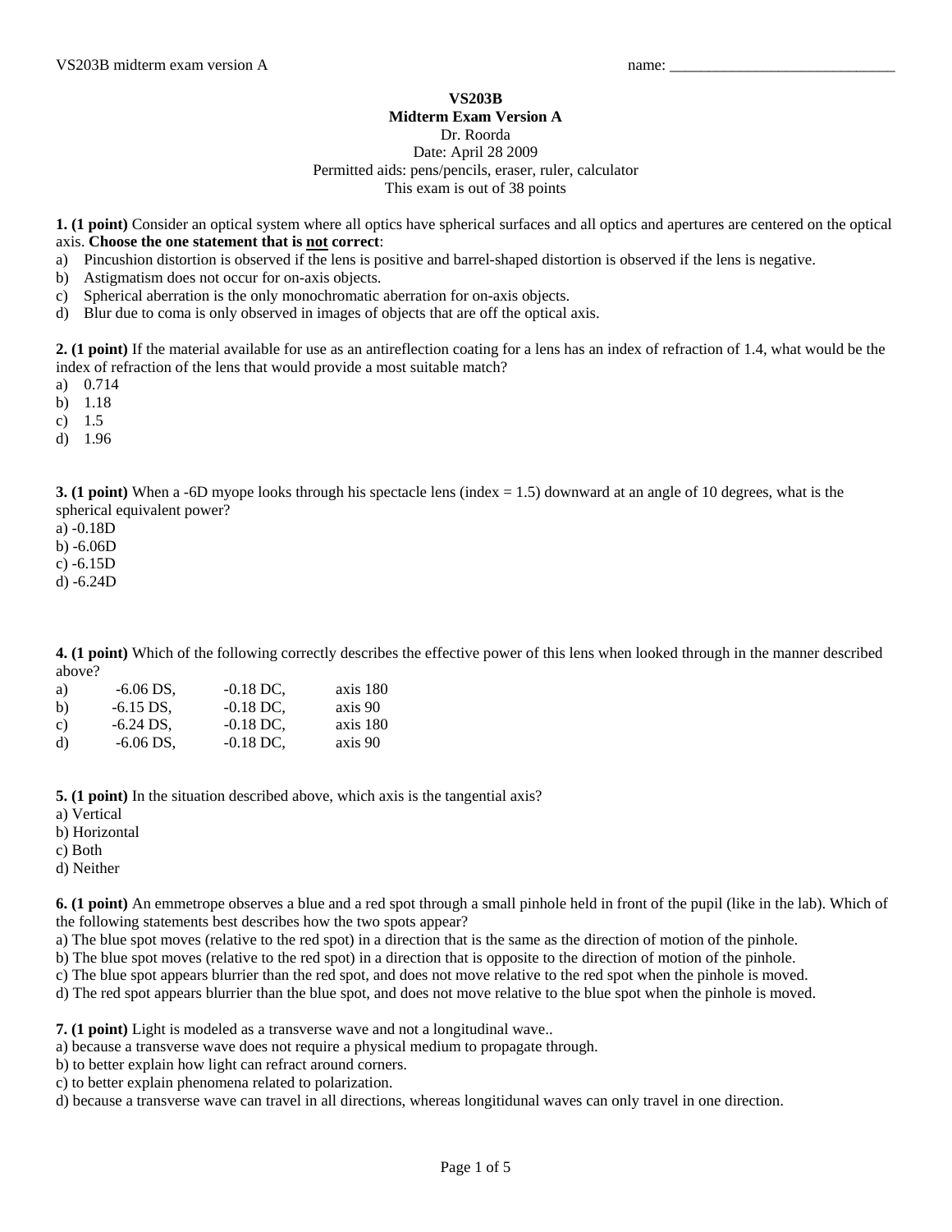VS203B midterm exam version A name: ______________________________

**VS203B**
**Midterm Exam Version A**
Dr. Roorda
Date: April 28 2009
Permitted aids: pens/pencils, eraser, ruler, calculator
This exam is out of 38 points

**1. (1 point)** Consider an optical system where all optics have spherical surfaces and all optics and apertures are centered on the optical axis. **Choose the one statement that is <u>not</u> correct**:

a) Pincushion distortion is observed if the lens is positive and barrel-shaped distortion is observed if the lens is negative.
b) Astigmatism does not occur for on-axis objects.
c) Spherical aberration is the only monochromatic aberration for on-axis objects.
d) Blur due to coma is only observed in images of objects that are off the optical axis.

**2. (1 point)** If the material available for use as an antireflection coating for a lens has an index of refraction of 1.4, what would be the index of refraction of the lens that would provide a most suitable match?

a) 0.714
b) 1.18
c) 1.5
d) 1.96

**3. (1 point)** When a -6D myope looks through his spectacle lens (index = 1.5) downward at an angle of 10 degrees, what is the spherical equivalent power?

a) -0.18D
b) -6.06D
c) -6.15D
d) -6.24D

**4. (1 point)** Which of the following correctly describes the effective power of this lens when looked through in the manner described above?

| | | | |
|---|---|---|---|
| a) | -6.06 DS, | -0.18 DC, | axis 180 |
| b) | -6.15 DS, | -0.18 DC, | axis 90 |
| c) | -6.24 DS, | -0.18 DC, | axis 180 |
| d) | -6.06 DS, | -0.18 DC, | axis 90 |

**5. (1 point)** In the situation described above, which axis is the tangential axis?

a) Vertical
b) Horizontal
c) Both
d) Neither

**6. (1 point)** An emmetrope observes a blue and a red spot through a small pinhole held in front of the pupil (like in the lab). Which of the following statements best describes how the two spots appear?

a) The blue spot moves (relative to the red spot) in a direction that is the same as the direction of motion of the pinhole.
b) The blue spot moves (relative to the red spot) in a direction that is opposite to the direction of motion of the pinhole.
c) The blue spot appears blurrier than the red spot, and does not move relative to the red spot when the pinhole is moved.
d) The red spot appears blurrier than the blue spot, and does not move relative to the blue spot when the pinhole is moved.

**7. (1 point)** Light is modeled as a transverse wave and not a longitudinal wave..

a) because a transverse wave does not require a physical medium to propagate through.
b) to better explain how light can refract around corners.
c) to better explain phenomena related to polarization.
d) because a transverse wave can travel in all directions, whereas longitidunal waves can only travel in one direction.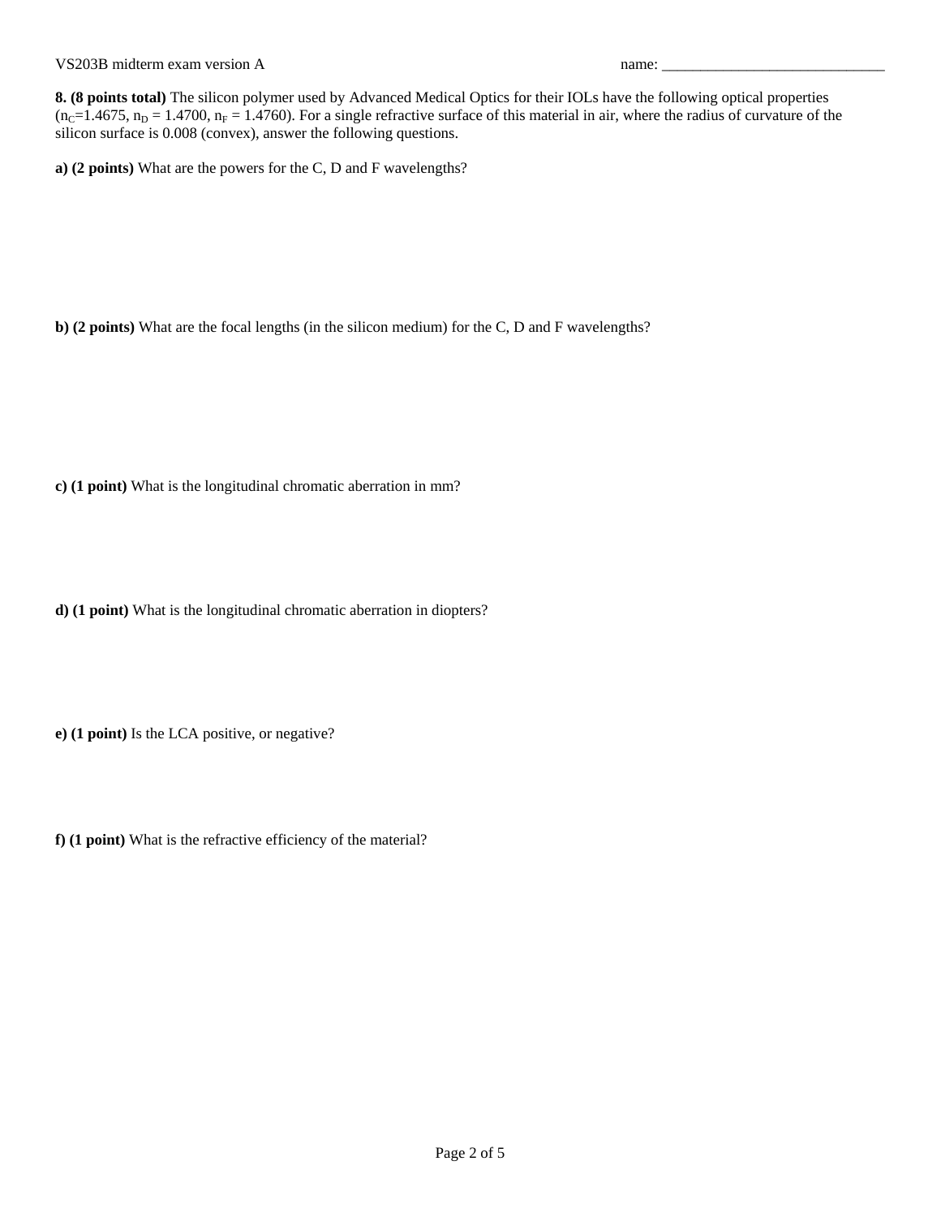**8. (8 points total)** The silicon polymer used by Advanced Medical Optics for their IOLs have the following optical properties ($n_C$=1.4675, $n_D$ = 1.4700, $n_F$ = 1.4760). For a single refractive surface of this material in air, where the radius of curvature of the silicon surface is 0.008 (convex), answer the following questions.

**a) (2 points)** What are the powers for the C, D and F wavelengths?

**b) (2 points)** What are the focal lengths (in the silicon medium) for the C, D and F wavelengths?

**c) (1 point)** What is the longitudinal chromatic aberration in mm?

**d) (1 point)** What is the longitudinal chromatic aberration in diopters?

**e) (1 point)** Is the LCA positive, or negative?

**f) (1 point)** What is the refractive efficiency of the material?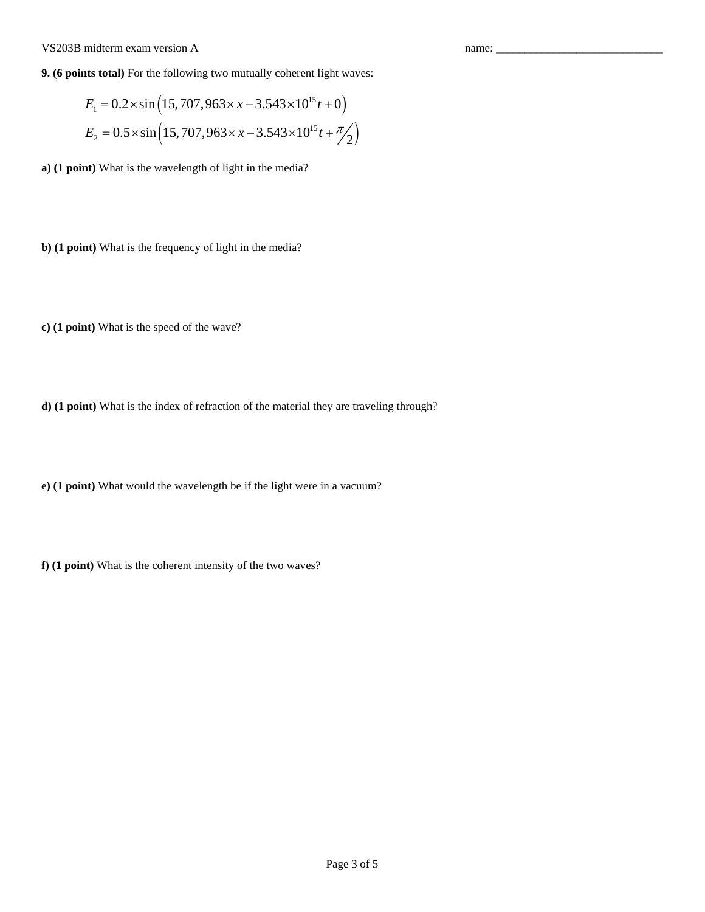**9. (6 points total)** For the following two mutually coherent light waves:

$$E_1 = 0.2 \times \sin\left(15,707,963 \times x - 3.543 \times 10^{15} t + 0\right)$$
$$E_2 = 0.5 \times \sin\left(15,707,963 \times x - 3.543 \times 10^{15} t + \pi/2\right)$$

**a) (1 point)** What is the wavelength of light in the media?

**b) (1 point)** What is the frequency of light in the media?

**c) (1 point)** What is the speed of the wave?

**d) (1 point)** What is the index of refraction of the material they are traveling through?

**e) (1 point)** What would the wavelength be if the light were in a vacuum?

**f) (1 point)** What is the coherent intensity of the two waves?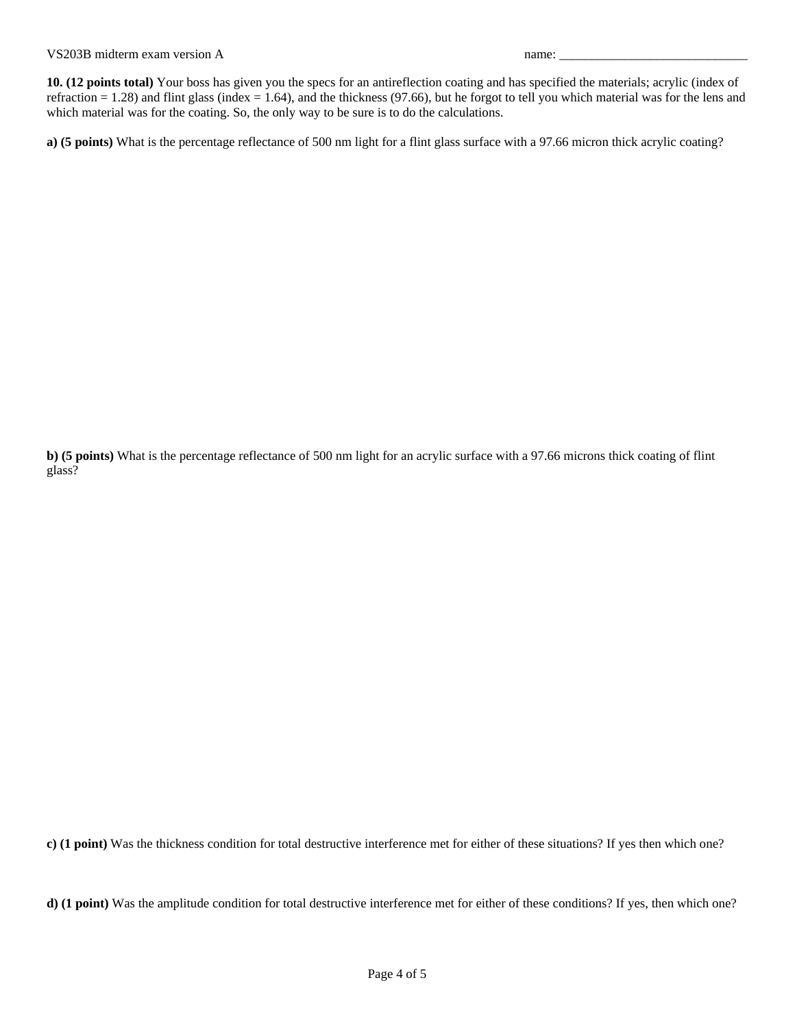**10. (12 points total)** Your boss has given you the specs for an antireflection coating and has specified the materials; acrylic (index of refraction = 1.28) and flint glass (index = 1.64), and the thickness (97.66), but he forgot to tell you which material was for the lens and which material was for the coating. So, the only way to be sure is to do the calculations.

**a) (5 points)** What is the percentage reflectance of 500 nm light for a flint glass surface with a 97.66 micron thick acrylic coating?

**b) (5 points)** What is the percentage reflectance of 500 nm light for an acrylic surface with a 97.66 microns thick coating of flint glass?

**c) (1 point)** Was the thickness condition for total destructive interference met for either of these situations? If yes then which one?

**d) (1 point)** Was the amplitude condition for total destructive interference met for either of these conditions? If yes, then which one?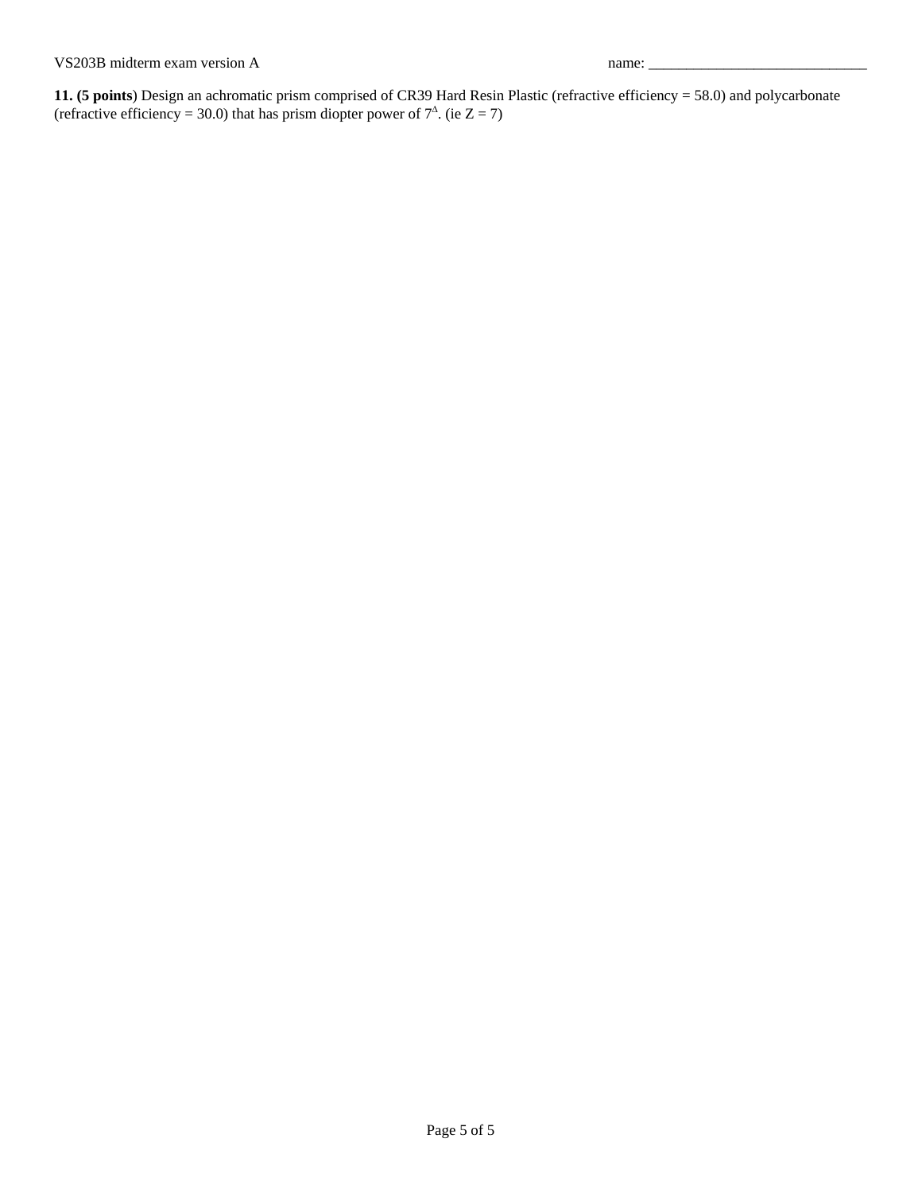**11. (5 points**) Design an achromatic prism comprised of CR39 Hard Resin Plastic (refractive efficiency = 58.0) and polycarbonate (refractive efficiency = 30.0) that has prism diopter power of $7^{\Delta}$. (ie Z = 7)